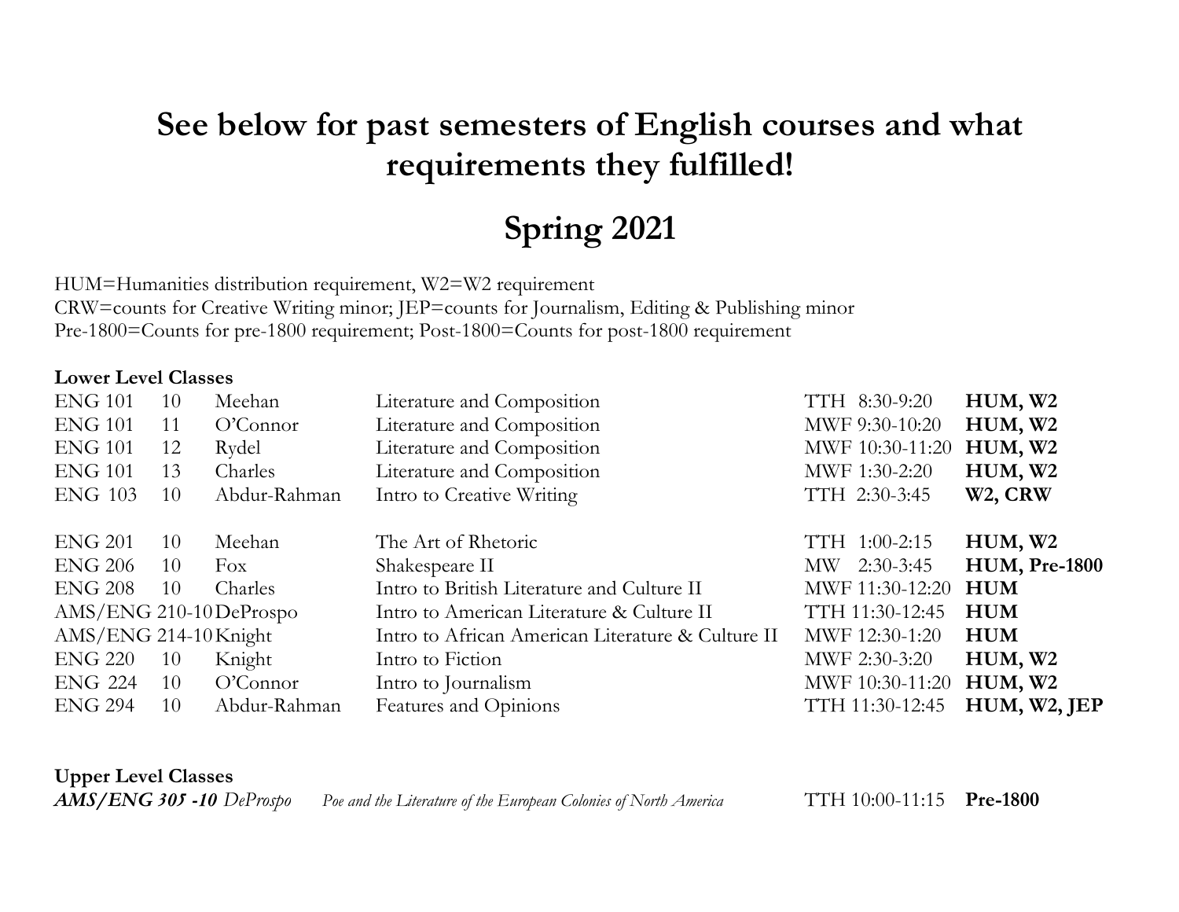# See below for past semesters of English courses and what requirements they fulfilled!

# Spring 2021

HUM=Humanities distribution requirement, W2=W2 requirement
CRW=counts for Creative Writing minor; JEP=counts for Journalism, Editing & Publishing minor
Pre-1800=Counts for pre-1800 requirement; Post-1800=Counts for post-1800 requirement

**Lower Level Classes**

| Course | Section | Instructor | Title | Time | Requirements |
|---|---|---|---|---|---|
| ENG 101 | 10 | Meehan | Literature and Composition | TTH 8:30-9:20 | **HUM, W2** |
| ENG 101 | 11 | O'Connor | Literature and Composition | MWF 9:30-10:20 | **HUM, W2** |
| ENG 101 | 12 | Rydel | Literature and Composition | MWF 10:30-11:20 | **HUM, W2** |
| ENG 101 | 13 | Charles | Literature and Composition | MWF 1:30-2:20 | **HUM, W2** |
| ENG 103 | 10 | Abdur-Rahman | Intro to Creative Writing | TTH 2:30-3:45 | **W2, CRW** |
| ENG 201 | 10 | Meehan | The Art of Rhetoric | TTH 1:00-2:15 | **HUM, W2** |
| ENG 206 | 10 | Fox | Shakespeare II | MW 2:30-3:45 | **HUM, Pre-1800** |
| ENG 208 | 10 | Charles | Intro to British Literature and Culture II | MWF 11:30-12:20 | **HUM** |
| AMS/ENG 210 | 10 | DeProspo | Intro to American Literature & Culture II | TTH 11:30-12:45 | **HUM** |
| AMS/ENG 214 | 10 | Knight | Intro to African American Literature & Culture II | MWF 12:30-1:20 | **HUM** |
| ENG 220 | 10 | Knight | Intro to Fiction | MWF 2:30-3:20 | **HUM, W2** |
| ENG 224 | 10 | O'Connor | Intro to Journalism | MWF 10:30-11:20 | **HUM, W2** |
| ENG 294 | 10 | Abdur-Rahman | Features and Opinions | TTH 11:30-12:45 | **HUM, W2, JEP** |

**Upper Level Classes**

| Course | Instructor | Title | Time | Requirements |
|---|---|---|---|---|
| ***AMS/ENG 305 -10*** | *DeProspo* | *Poe and the Literature of the European Colonies of North America* | TTH 10:00-11:15 | **Pre-1800** |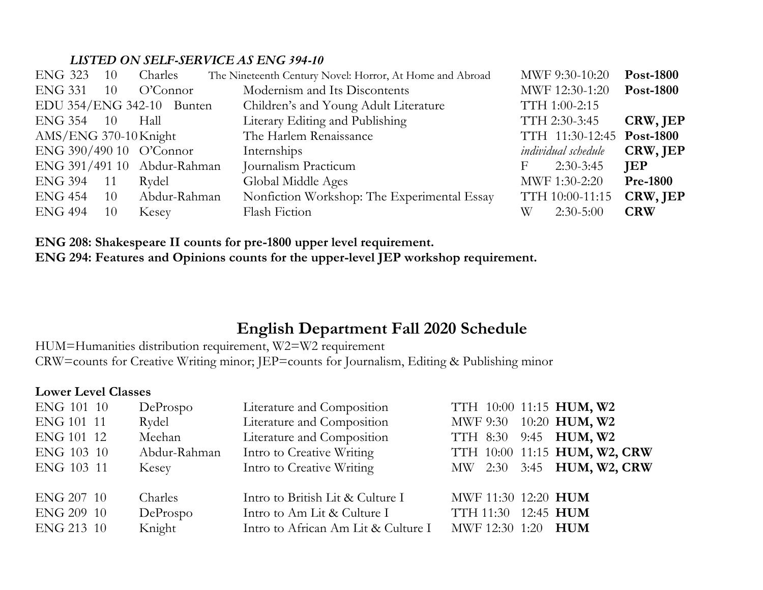***LISTED ON SELF-SERVICE AS ENG 394-10***

| | | | | | |
|---|---|---|---|---|---|
| ENG 323 | 10 | Charles | The Nineteenth Century Novel: Horror, At Home and Abroad | MWF 9:30-10:20 | **Post-1800** |
| ENG 331 | 10 | O'Connor | Modernism and Its Discontents | MWF 12:30-1:20 | **Post-1800** |
| EDU 354/ENG 342-10 | | Bunten | Children's and Young Adult Literature | TTH 1:00-2:15 | |
| ENG 354 | 10 | Hall | Literary Editing and Publishing | TTH 2:30-3:45 | **CRW, JEP** |
| AMS/ENG 370-10 | | Knight | The Harlem Renaissance | TTH 11:30-12:45 | **Post-1800** |
| ENG 390/490 | 10 | O'Connor | Internships | *individual schedule* | **CRW, JEP** |
| ENG 391/491 | 10 | Abdur-Rahman | Journalism Practicum | F 2:30-3:45 | **JEP** |
| ENG 394 | 11 | Rydel | Global Middle Ages | MWF 1:30-2:20 | **Pre-1800** |
| ENG 454 | 10 | Abdur-Rahman | Nonfiction Workshop: The Experimental Essay | TTH 10:00-11:15 | **CRW, JEP** |
| ENG 494 | 10 | Kesey | Flash Fiction | W 2:30-5:00 | **CRW** |

**ENG 208: Shakespeare II counts for pre-1800 upper level requirement.**
**ENG 294: Features and Opinions counts for the upper-level JEP workshop requirement.**

# English Department Fall 2020 Schedule

HUM=Humanities distribution requirement, W2=W2 requirement
CRW=counts for Creative Writing minor; JEP=counts for Journalism, Editing & Publishing minor

**Lower Level Classes**

| | | | | |
|---|---|---|---|---|
| ENG 101 10 | DeProspo | Literature and Composition | TTH 10:00 11:15 | **HUM, W2** |
| ENG 101 11 | Rydel | Literature and Composition | MWF 9:30 10:20 | **HUM, W2** |
| ENG 101 12 | Meehan | Literature and Composition | TTH 8:30 9:45 | **HUM, W2** |
| ENG 103 10 | Abdur-Rahman | Intro to Creative Writing | TTH 10:00 11:15 | **HUM, W2, CRW** |
| ENG 103 11 | Kesey | Intro to Creative Writing | MW 2:30 3:45 | **HUM, W2, CRW** |
| ENG 207 10 | Charles | Intro to British Lit & Culture I | MWF 11:30 12:20 | **HUM** |
| ENG 209 10 | DeProspo | Intro to Am Lit & Culture I | TTH 11:30 12:45 | **HUM** |
| ENG 213 10 | Knight | Intro to African Am Lit & Culture I | MWF 12:30 1:20 | **HUM** |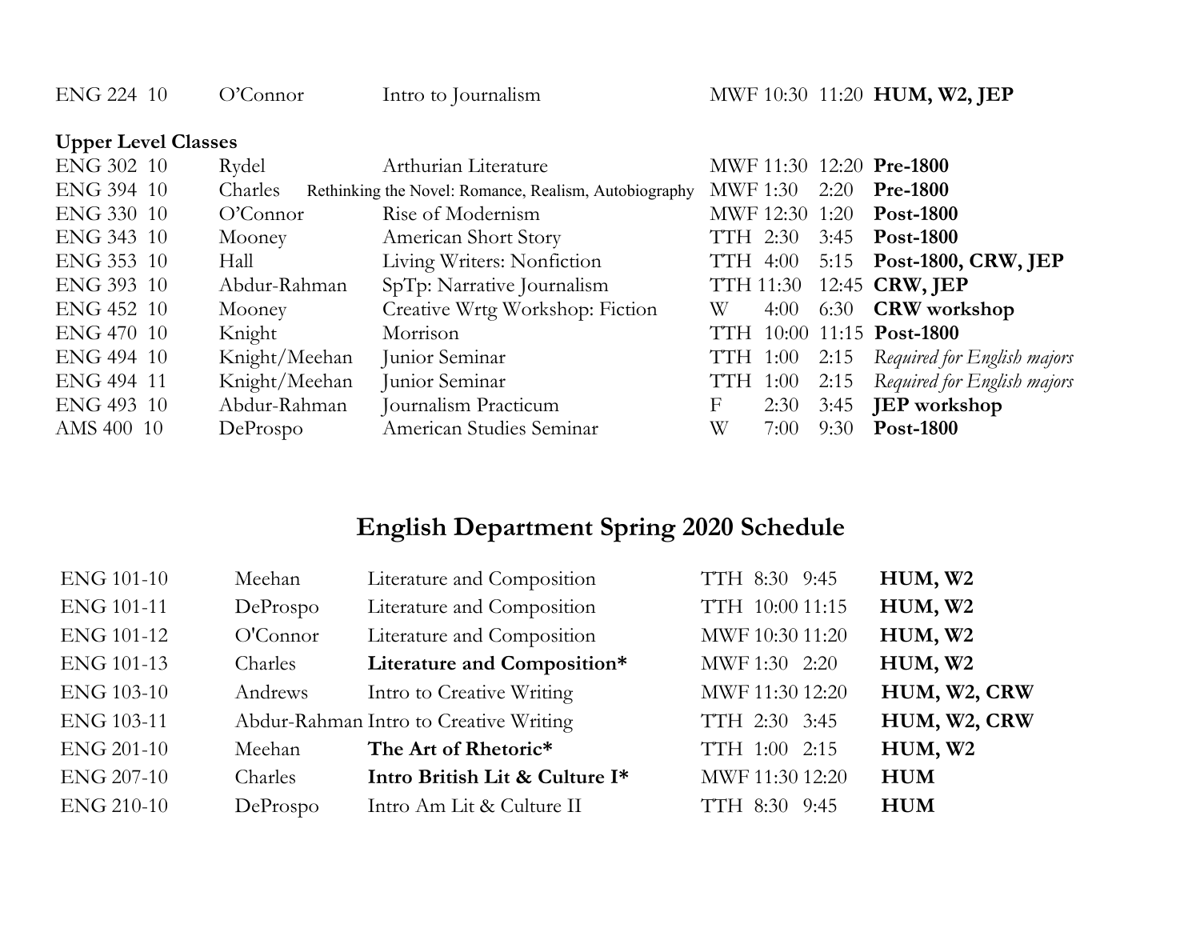| ENG 224 10 | O'Connor | Intro to Journalism | MWF 10:30 11:20 | **HUM, W2, JEP** |
|---|---|---|---|---|

**Upper Level Classes**

| | | | | |
|---|---|---|---|---|
| ENG 302 10 | Rydel | Arthurian Literature | MWF 11:30 12:20 | **Pre-1800** |
| ENG 394 10 | Charles | Rethinking the Novel: Romance, Realism, Autobiography | MWF 1:30 2:20 | **Pre-1800** |
| ENG 330 10 | O'Connor | Rise of Modernism | MWF 12:30 1:20 | **Post-1800** |
| ENG 343 10 | Mooney | American Short Story | TTH 2:30 3:45 | **Post-1800** |
| ENG 353 10 | Hall | Living Writers: Nonfiction | TTH 4:00 5:15 | **Post-1800, CRW, JEP** |
| ENG 393 10 | Abdur-Rahman | SpTp: Narrative Journalism | TTH 11:30 12:45 | **CRW, JEP** |
| ENG 452 10 | Mooney | Creative Wrtg Workshop: Fiction | W 4:00 6:30 | **CRW workshop** |
| ENG 470 10 | Knight | Morrison | TTH 10:00 11:15 | **Post-1800** |
| ENG 494 10 | Knight/Meehan | Junior Seminar | TTH 1:00 2:15 | *Required for English majors* |
| ENG 494 11 | Knight/Meehan | Junior Seminar | TTH 1:00 2:15 | *Required for English majors* |
| ENG 493 10 | Abdur-Rahman | Journalism Practicum | F 2:30 3:45 | **JEP workshop** |
| AMS 400 10 | DeProspo | American Studies Seminar | W 7:00 9:30 | **Post-1800** |

# English Department Spring 2020 Schedule

| | | | | |
|---|---|---|---|---|
| ENG 101-10 | Meehan | Literature and Composition | TTH 8:30 9:45 | **HUM, W2** |
| ENG 101-11 | DeProspo | Literature and Composition | TTH 10:00 11:15 | **HUM, W2** |
| ENG 101-12 | O'Connor | Literature and Composition | MWF 10:30 11:20 | **HUM, W2** |
| ENG 101-13 | Charles | **Literature and Composition*** | MWF 1:30 2:20 | **HUM, W2** |
| ENG 103-10 | Andrews | Intro to Creative Writing | MWF 11:30 12:20 | **HUM, W2, CRW** |
| ENG 103-11 | Abdur-Rahman | Intro to Creative Writing | TTH 2:30 3:45 | **HUM, W2, CRW** |
| ENG 201-10 | Meehan | **The Art of Rhetoric*** | TTH 1:00 2:15 | **HUM, W2** |
| ENG 207-10 | Charles | **Intro British Lit & Culture I*** | MWF 11:30 12:20 | **HUM** |
| ENG 210-10 | DeProspo | Intro Am Lit & Culture II | TTH 8:30 9:45 | **HUM** |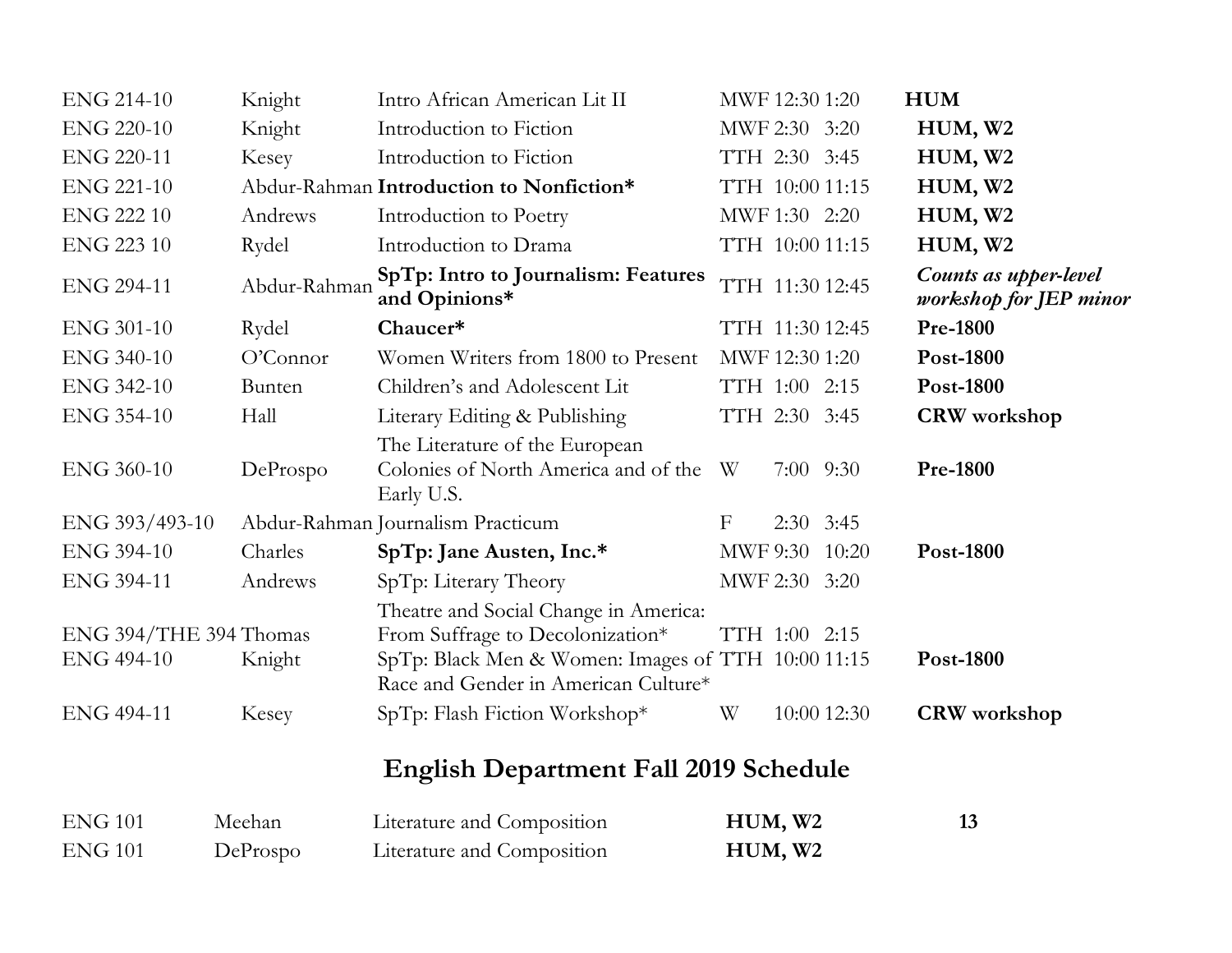| | | | | |
|---|---|---|---|---|
| ENG 214-10 | Knight | Intro African American Lit II | MWF 12:30 1:20 | **HUM** |
| ENG 220-10 | Knight | Introduction to Fiction | MWF 2:30 3:20 | **HUM, W2** |
| ENG 220-11 | Kesey | Introduction to Fiction | TTH 2:30 3:45 | **HUM, W2** |
| ENG 221-10 | Abdur-Rahman | **Introduction to Nonfiction*** | TTH 10:00 11:15 | **HUM, W2** |
| ENG 222 10 | Andrews | Introduction to Poetry | MWF 1:30 2:20 | **HUM, W2** |
| ENG 223 10 | Rydel | Introduction to Drama | TTH 10:00 11:15 | **HUM, W2** |
| ENG 294-11 | Abdur-Rahman | **SpTp: Intro to Journalism: Features and Opinions*** | TTH 11:30 12:45 | ***Counts as upper-level workshop for JEP minor*** |
| ENG 301-10 | Rydel | **Chaucer*** | TTH 11:30 12:45 | **Pre-1800** |
| ENG 340-10 | O'Connor | Women Writers from 1800 to Present | MWF 12:30 1:20 | **Post-1800** |
| ENG 342-10 | Bunten | Children's and Adolescent Lit | TTH 1:00 2:15 | **Post-1800** |
| ENG 354-10 | Hall | Literary Editing & Publishing | TTH 2:30 3:45 | **CRW workshop** |
| ENG 360-10 | DeProspo | The Literature of the European Colonies of North America and of the Early U.S. | W 7:00 9:30 | **Pre-1800** |
| ENG 393/493-10 | Abdur-Rahman | Journalism Practicum | F 2:30 3:45 | |
| ENG 394-10 | Charles | **SpTp: Jane Austen, Inc.*** | MWF 9:30 10:20 | **Post-1800** |
| ENG 394-11 | Andrews | SpTp: Literary Theory | MWF 2:30 3:20 | |
| ENG 394/THE 394 | Thomas | Theatre and Social Change in America: From Suffrage to Decolonization* | TTH 1:00 2:15 | |
| ENG 494-10 | Knight | SpTp: Black Men & Women: Images of Race and Gender in American Culture* | TTH 10:00 11:15 | **Post-1800** |
| ENG 494-11 | Kesey | SpTp: Flash Fiction Workshop* | W 10:00 12:30 | **CRW workshop** |

## English Department Fall 2019 Schedule

| | | | | |
|---|---|---|---|---|
| ENG 101 | Meehan | Literature and Composition | **HUM, W2** | **13** |
| ENG 101 | DeProspo | Literature and Composition | **HUM, W2** | |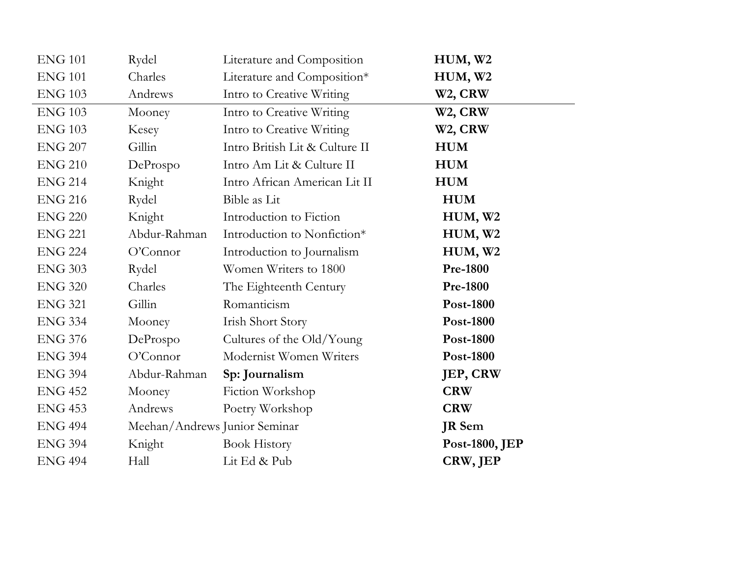| | | | |
|---|---|---|---|
| ENG 101 | Rydel | Literature and Composition | **HUM, W2** |
| ENG 101 | Charles | Literature and Composition* | **HUM, W2** |
| ENG 103 | Andrews | Intro to Creative Writing | **W2, CRW** |
| ENG 103 | Mooney | Intro to Creative Writing | **W2, CRW** |
| ENG 103 | Kesey | Intro to Creative Writing | **W2, CRW** |
| ENG 207 | Gillin | Intro British Lit & Culture II | **HUM** |
| ENG 210 | DeProspo | Intro Am Lit & Culture II | **HUM** |
| ENG 214 | Knight | Intro African American Lit II | **HUM** |
| ENG 216 | Rydel | Bible as Lit | **HUM** |
| ENG 220 | Knight | Introduction to Fiction | **HUM, W2** |
| ENG 221 | Abdur-Rahman | Introduction to Nonfiction* | **HUM, W2** |
| ENG 224 | O'Connor | Introduction to Journalism | **HUM, W2** |
| ENG 303 | Rydel | Women Writers to 1800 | **Pre-1800** |
| ENG 320 | Charles | The Eighteenth Century | **Pre-1800** |
| ENG 321 | Gillin | Romanticism | **Post-1800** |
| ENG 334 | Mooney | Irish Short Story | **Post-1800** |
| ENG 376 | DeProspo | Cultures of the Old/Young | **Post-1800** |
| ENG 394 | O'Connor | Modernist Women Writers | **Post-1800** |
| ENG 394 | Abdur-Rahman | **Sp: Journalism** | **JEP, CRW** |
| ENG 452 | Mooney | Fiction Workshop | **CRW** |
| ENG 453 | Andrews | Poetry Workshop | **CRW** |
| ENG 494 | Meehan/Andrews | Junior Seminar | **JR Sem** |
| ENG 394 | Knight | Book History | **Post-1800, JEP** |
| ENG 494 | Hall | Lit Ed & Pub | **CRW, JEP** |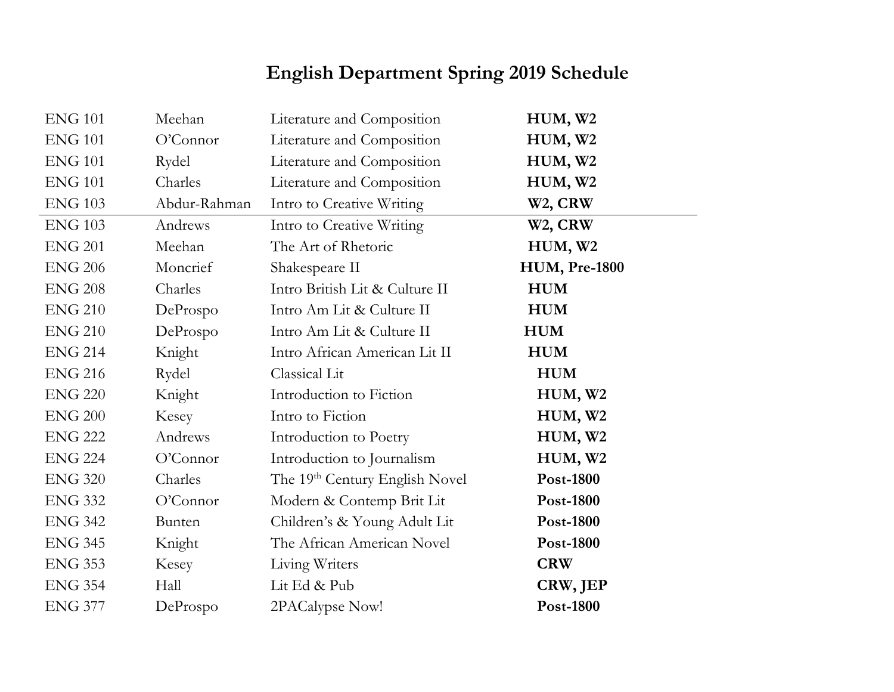# English Department Spring 2019 Schedule

| Course | Instructor | Title | Designation |
|---|---|---|---|
| ENG 101 | Meehan | Literature and Composition | **HUM, W2** |
| ENG 101 | O'Connor | Literature and Composition | **HUM, W2** |
| ENG 101 | Rydel | Literature and Composition | **HUM, W2** |
| ENG 101 | Charles | Literature and Composition | **HUM, W2** |
| ENG 103 | Abdur-Rahman | Intro to Creative Writing | **W2, CRW** |
| ENG 103 | Andrews | Intro to Creative Writing | **W2, CRW** |
| ENG 201 | Meehan | The Art of Rhetoric | **HUM, W2** |
| ENG 206 | Moncrief | Shakespeare II | **HUM, Pre-1800** |
| ENG 208 | Charles | Intro British Lit & Culture II | **HUM** |
| ENG 210 | DeProspo | Intro Am Lit & Culture II | **HUM** |
| ENG 210 | DeProspo | Intro Am Lit & Culture II | **HUM** |
| ENG 214 | Knight | Intro African American Lit II | **HUM** |
| ENG 216 | Rydel | Classical Lit | **HUM** |
| ENG 220 | Knight | Introduction to Fiction | **HUM, W2** |
| ENG 200 | Kesey | Intro to Fiction | **HUM, W2** |
| ENG 222 | Andrews | Introduction to Poetry | **HUM, W2** |
| ENG 224 | O'Connor | Introduction to Journalism | **HUM, W2** |
| ENG 320 | Charles | The 19th Century English Novel | **Post-1800** |
| ENG 332 | O'Connor | Modern & Contemp Brit Lit | **Post-1800** |
| ENG 342 | Bunten | Children's & Young Adult Lit | **Post-1800** |
| ENG 345 | Knight | The African American Novel | **Post-1800** |
| ENG 353 | Kesey | Living Writers | **CRW** |
| ENG 354 | Hall | Lit Ed & Pub | **CRW, JEP** |
| ENG 377 | DeProspo | 2PACalypse Now! | **Post-1800** |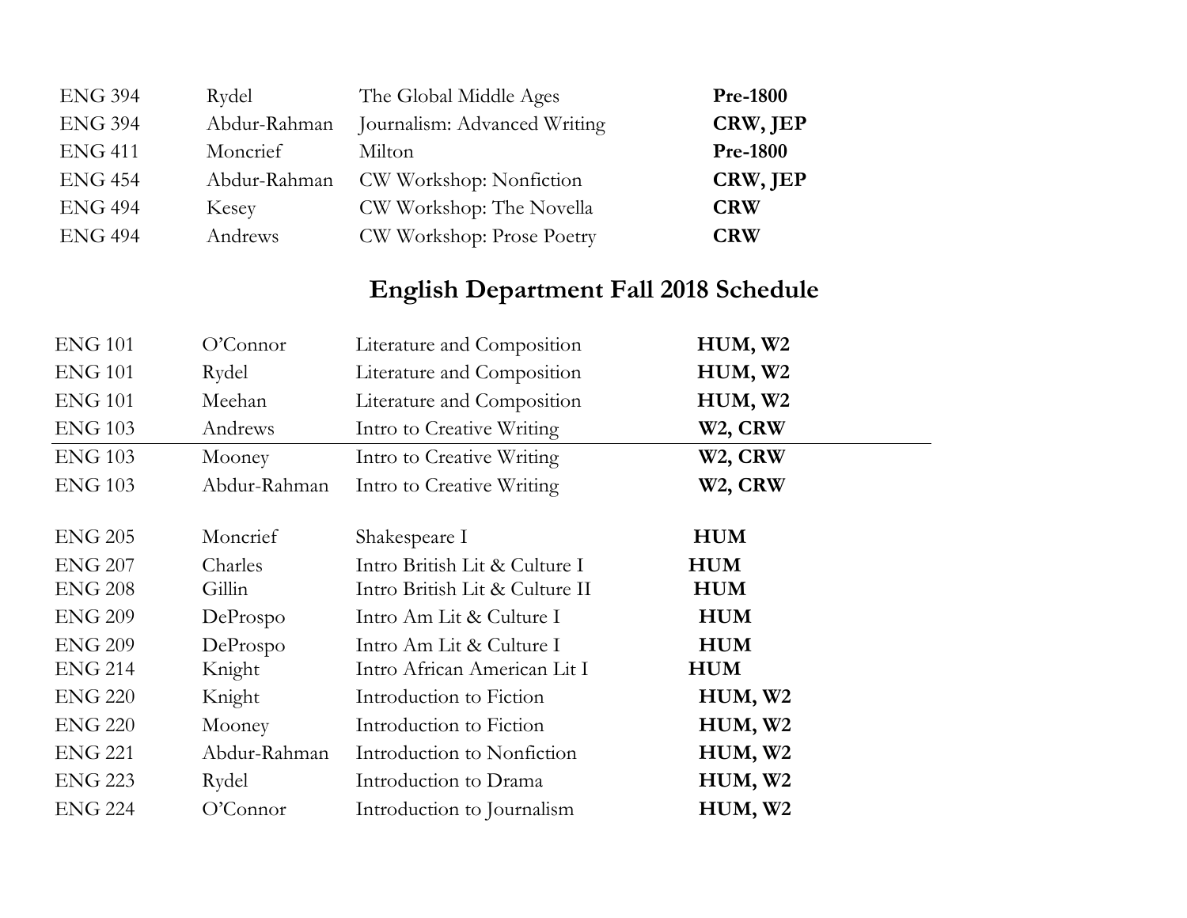| | | | |
|---|---|---|---|
| ENG 394 | Rydel | The Global Middle Ages | **Pre-1800** |
| ENG 394 | Abdur-Rahman | Journalism: Advanced Writing | **CRW, JEP** |
| ENG 411 | Moncrief | Milton | **Pre-1800** |
| ENG 454 | Abdur-Rahman | CW Workshop: Nonfiction | **CRW, JEP** |
| ENG 494 | Kesey | CW Workshop: The Novella | **CRW** |
| ENG 494 | Andrews | CW Workshop: Prose Poetry | **CRW** |

## English Department Fall 2018 Schedule

| | | | |
|---|---|---|---|
| ENG 101 | O'Connor | Literature and Composition | **HUM, W2** |
| ENG 101 | Rydel | Literature and Composition | **HUM, W2** |
| ENG 101 | Meehan | Literature and Composition | **HUM, W2** |
| ENG 103 | Andrews | Intro to Creative Writing | **W2, CRW** |
| ENG 103 | Mooney | Intro to Creative Writing | **W2, CRW** |
| ENG 103 | Abdur-Rahman | Intro to Creative Writing | **W2, CRW** |
| ENG 205 | Moncrief | Shakespeare I | **HUM** |
| ENG 207 | Charles | Intro British Lit & Culture I | **HUM** |
| ENG 208 | Gillin | Intro British Lit & Culture II | **HUM** |
| ENG 209 | DeProspo | Intro Am Lit & Culture I | **HUM** |
| ENG 209 | DeProspo | Intro Am Lit & Culture I | **HUM** |
| ENG 214 | Knight | Intro African American Lit I | **HUM** |
| ENG 220 | Knight | Introduction to Fiction | **HUM, W2** |
| ENG 220 | Mooney | Introduction to Fiction | **HUM, W2** |
| ENG 221 | Abdur-Rahman | Introduction to Nonfiction | **HUM, W2** |
| ENG 223 | Rydel | Introduction to Drama | **HUM, W2** |
| ENG 224 | O'Connor | Introduction to Journalism | **HUM, W2** |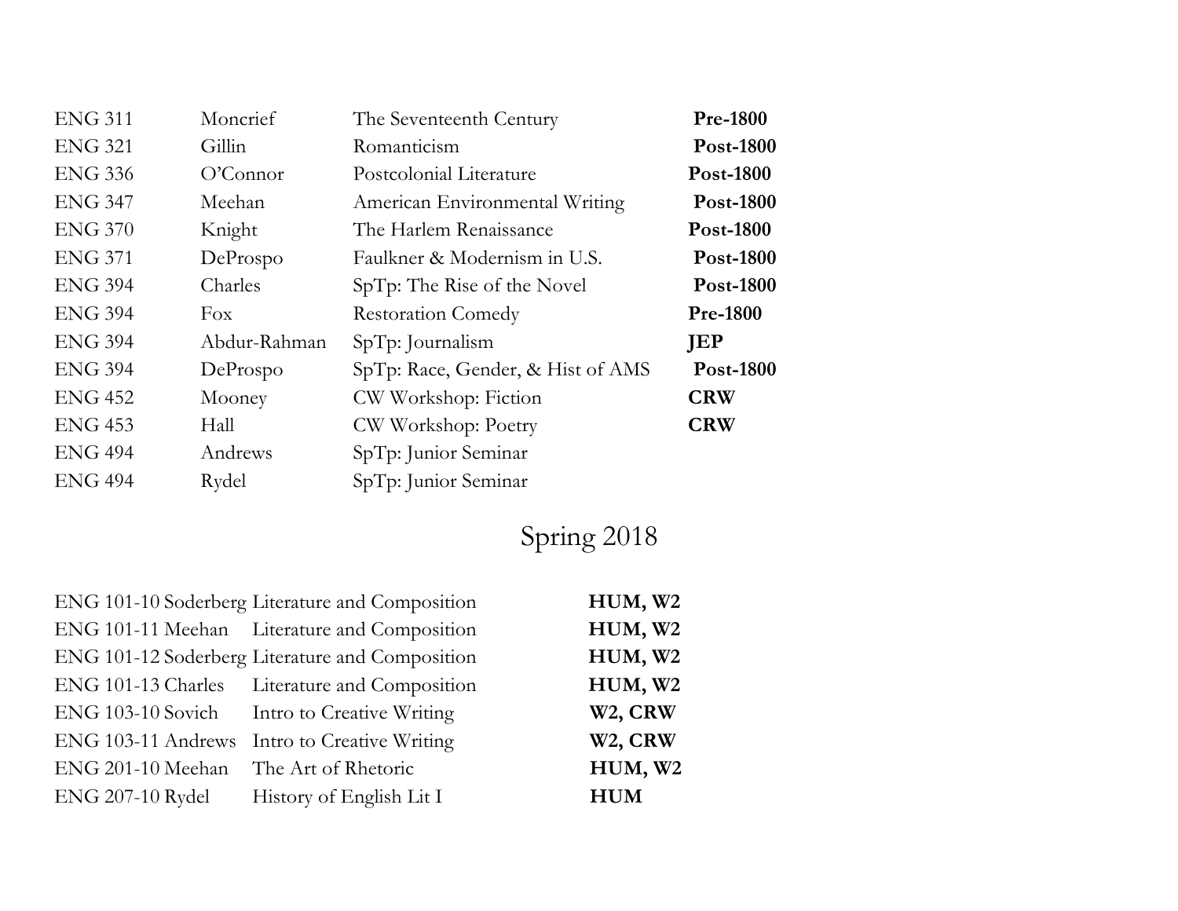| | | | |
|---|---|---|---|
| ENG 311 | Moncrief | The Seventeenth Century | **Pre-1800** |
| ENG 321 | Gillin | Romanticism | **Post-1800** |
| ENG 336 | O'Connor | Postcolonial Literature | **Post-1800** |
| ENG 347 | Meehan | American Environmental Writing | **Post-1800** |
| ENG 370 | Knight | The Harlem Renaissance | **Post-1800** |
| ENG 371 | DeProspo | Faulkner & Modernism in U.S. | **Post-1800** |
| ENG 394 | Charles | SpTp: The Rise of the Novel | **Post-1800** |
| ENG 394 | Fox | Restoration Comedy | **Pre-1800** |
| ENG 394 | Abdur-Rahman | SpTp: Journalism | **JEP** |
| ENG 394 | DeProspo | SpTp: Race, Gender, & Hist of AMS | **Post-1800** |
| ENG 452 | Mooney | CW Workshop: Fiction | **CRW** |
| ENG 453 | Hall | CW Workshop: Poetry | **CRW** |
| ENG 494 | Andrews | SpTp: Junior Seminar | |
| ENG 494 | Rydel | SpTp: Junior Seminar | |

## Spring 2018

| | | | |
|---|---|---|---|
| ENG 101-10 | Soderberg | Literature and Composition | **HUM, W2** |
| ENG 101-11 | Meehan | Literature and Composition | **HUM, W2** |
| ENG 101-12 | Soderberg | Literature and Composition | **HUM, W2** |
| ENG 101-13 | Charles | Literature and Composition | **HUM, W2** |
| ENG 103-10 | Sovich | Intro to Creative Writing | **W2, CRW** |
| ENG 103-11 | Andrews | Intro to Creative Writing | **W2, CRW** |
| ENG 201-10 | Meehan | The Art of Rhetoric | **HUM, W2** |
| ENG 207-10 | Rydel | History of English Lit I | **HUM** |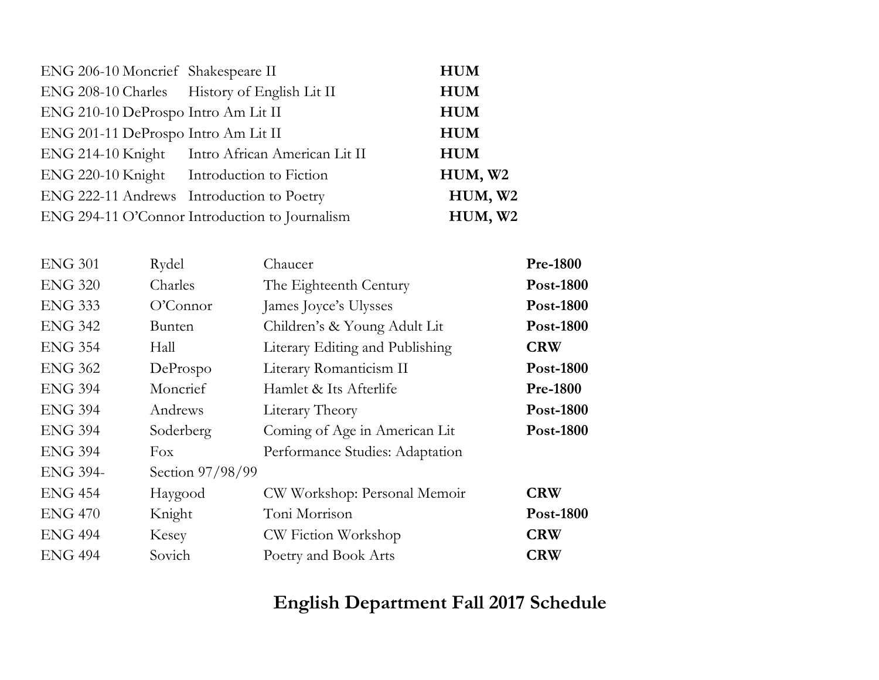| | | |
|---|---|---|
| ENG 206-10 Moncrief | Shakespeare II | **HUM** |
| ENG 208-10 Charles | History of English Lit II | **HUM** |
| ENG 210-10 DeProspo | Intro Am Lit II | **HUM** |
| ENG 201-11 DeProspo | Intro Am Lit II | **HUM** |
| ENG 214-10 Knight | Intro African American Lit II | **HUM** |
| ENG 220-10 Knight | Introduction to Fiction | **HUM, W2** |
| ENG 222-11 Andrews | Introduction to Poetry | **HUM, W2** |
| ENG 294-11 O'Connor | Introduction to Journalism | **HUM, W2** |

| | | | |
|---|---|---|---|
| ENG 301 | Rydel | Chaucer | **Pre-1800** |
| ENG 320 | Charles | The Eighteenth Century | **Post-1800** |
| ENG 333 | O'Connor | James Joyce's Ulysses | **Post-1800** |
| ENG 342 | Bunten | Children's & Young Adult Lit | **Post-1800** |
| ENG 354 | Hall | Literary Editing and Publishing | **CRW** |
| ENG 362 | DeProspo | Literary Romanticism II | **Post-1800** |
| ENG 394 | Moncrief | Hamlet & Its Afterlife | **Pre-1800** |
| ENG 394 | Andrews | Literary Theory | **Post-1800** |
| ENG 394 | Soderberg | Coming of Age in American Lit | **Post-1800** |
| ENG 394 | Fox | Performance Studies: Adaptation | |
| ENG 394- | Section 97/98/99 | | |
| ENG 454 | Haygood | CW Workshop: Personal Memoir | **CRW** |
| ENG 470 | Knight | Toni Morrison | **Post-1800** |
| ENG 494 | Kesey | CW Fiction Workshop | **CRW** |
| ENG 494 | Sovich | Poetry and Book Arts | **CRW** |

## English Department Fall 2017 Schedule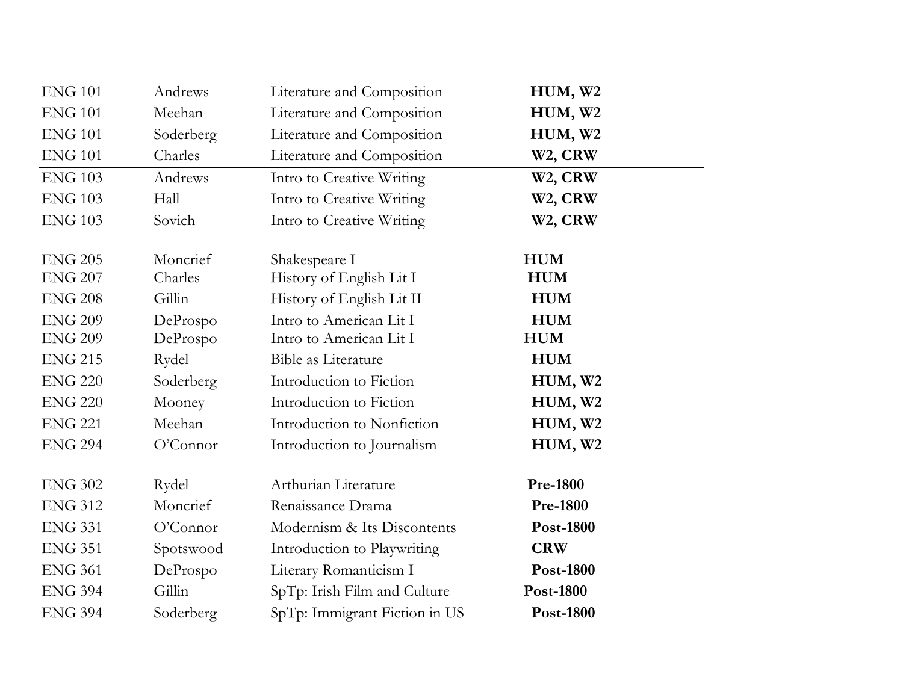| | | | |
|---|---|---|---|
| ENG 101 | Andrews | Literature and Composition | **HUM, W2** |
| ENG 101 | Meehan | Literature and Composition | **HUM, W2** |
| ENG 101 | Soderberg | Literature and Composition | **HUM, W2** |
| ENG 101 | Charles | Literature and Composition | **W2, CRW** |
| ENG 103 | Andrews | Intro to Creative Writing | **W2, CRW** |
| ENG 103 | Hall | Intro to Creative Writing | **W2, CRW** |
| ENG 103 | Sovich | Intro to Creative Writing | **W2, CRW** |
| | | | |
| ENG 205 | Moncrief | Shakespeare I | **HUM** |
| ENG 207 | Charles | History of English Lit I | **HUM** |
| ENG 208 | Gillin | History of English Lit II | **HUM** |
| ENG 209 | DeProspo | Intro to American Lit I | **HUM** |
| ENG 209 | DeProspo | Intro to American Lit I | **HUM** |
| ENG 215 | Rydel | Bible as Literature | **HUM** |
| ENG 220 | Soderberg | Introduction to Fiction | **HUM, W2** |
| ENG 220 | Mooney | Introduction to Fiction | **HUM, W2** |
| ENG 221 | Meehan | Introduction to Nonfiction | **HUM, W2** |
| ENG 294 | O'Connor | Introduction to Journalism | **HUM, W2** |
| | | | |
| ENG 302 | Rydel | Arthurian Literature | **Pre-1800** |
| ENG 312 | Moncrief | Renaissance Drama | **Pre-1800** |
| ENG 331 | O'Connor | Modernism & Its Discontents | **Post-1800** |
| ENG 351 | Spotswood | Introduction to Playwriting | **CRW** |
| ENG 361 | DeProspo | Literary Romanticism I | **Post-1800** |
| ENG 394 | Gillin | SpTp: Irish Film and Culture | **Post-1800** |
| ENG 394 | Soderberg | SpTp: Immigrant Fiction in US | **Post-1800** |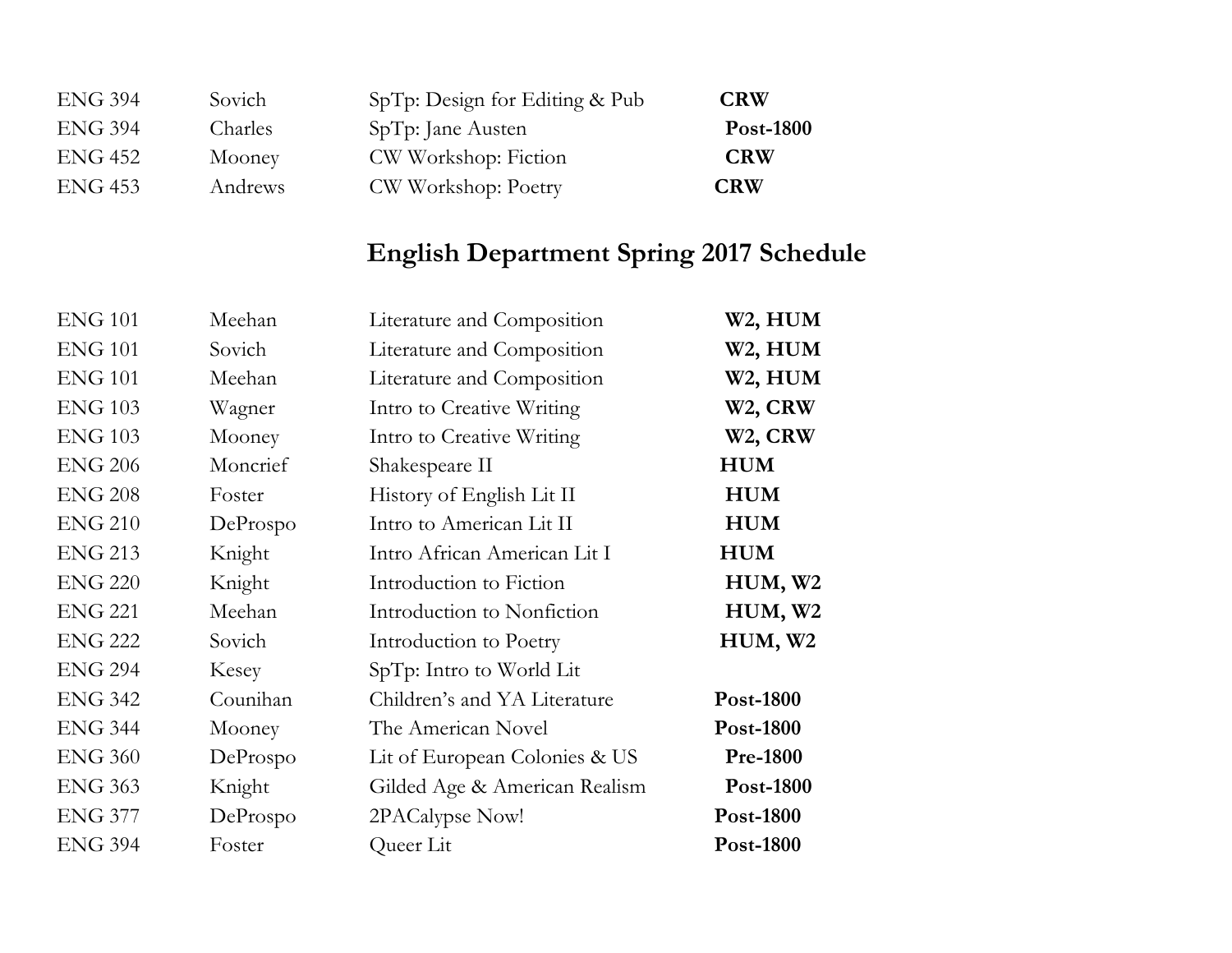| | | | |
|---|---|---|---|
| ENG 394 | Sovich | SpTp: Design for Editing & Pub | **CRW** |
| ENG 394 | Charles | SpTp: Jane Austen | **Post-1800** |
| ENG 452 | Mooney | CW Workshop: Fiction | **CRW** |
| ENG 453 | Andrews | CW Workshop: Poetry | **CRW** |

## English Department Spring 2017 Schedule

| | | | |
|---|---|---|---|
| ENG 101 | Meehan | Literature and Composition | **W2, HUM** |
| ENG 101 | Sovich | Literature and Composition | **W2, HUM** |
| ENG 101 | Meehan | Literature and Composition | **W2, HUM** |
| ENG 103 | Wagner | Intro to Creative Writing | **W2, CRW** |
| ENG 103 | Mooney | Intro to Creative Writing | **W2, CRW** |
| ENG 206 | Moncrief | Shakespeare II | **HUM** |
| ENG 208 | Foster | History of English Lit II | **HUM** |
| ENG 210 | DeProspo | Intro to American Lit II | **HUM** |
| ENG 213 | Knight | Intro African American Lit I | **HUM** |
| ENG 220 | Knight | Introduction to Fiction | **HUM, W2** |
| ENG 221 | Meehan | Introduction to Nonfiction | **HUM, W2** |
| ENG 222 | Sovich | Introduction to Poetry | **HUM, W2** |
| ENG 294 | Kesey | SpTp: Intro to World Lit | |
| ENG 342 | Counihan | Children's and YA Literature | **Post-1800** |
| ENG 344 | Mooney | The American Novel | **Post-1800** |
| ENG 360 | DeProspo | Lit of European Colonies & US | **Pre-1800** |
| ENG 363 | Knight | Gilded Age & American Realism | **Post-1800** |
| ENG 377 | DeProspo | 2PACalypse Now! | **Post-1800** |
| ENG 394 | Foster | Queer Lit | **Post-1800** |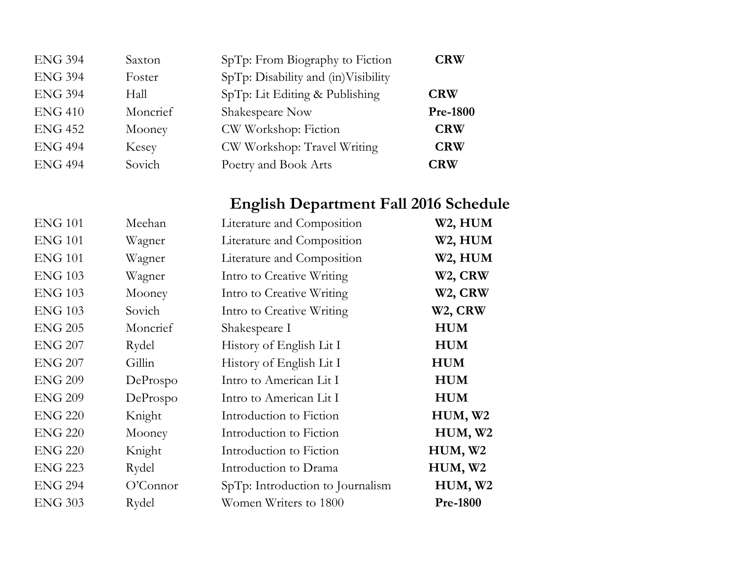| | | | |
|---|---|---|---|
| ENG 394 | Saxton | SpTp: From Biography to Fiction | **CRW** |
| ENG 394 | Foster | SpTp: Disability and (in)Visibility | |
| ENG 394 | Hall | SpTp: Lit Editing & Publishing | **CRW** |
| ENG 410 | Moncrief | Shakespeare Now | **Pre-1800** |
| ENG 452 | Mooney | CW Workshop: Fiction | **CRW** |
| ENG 494 | Kesey | CW Workshop: Travel Writing | **CRW** |
| ENG 494 | Sovich | Poetry and Book Arts | **CRW** |

## English Department Fall 2016 Schedule

| | | | |
|---|---|---|---|
| ENG 101 | Meehan | Literature and Composition | **W2, HUM** |
| ENG 101 | Wagner | Literature and Composition | **W2, HUM** |
| ENG 101 | Wagner | Literature and Composition | **W2, HUM** |
| ENG 103 | Wagner | Intro to Creative Writing | **W2, CRW** |
| ENG 103 | Mooney | Intro to Creative Writing | **W2, CRW** |
| ENG 103 | Sovich | Intro to Creative Writing | **W2, CRW** |
| ENG 205 | Moncrief | Shakespeare I | **HUM** |
| ENG 207 | Rydel | History of English Lit I | **HUM** |
| ENG 207 | Gillin | History of English Lit I | **HUM** |
| ENG 209 | DeProspo | Intro to American Lit I | **HUM** |
| ENG 209 | DeProspo | Intro to American Lit I | **HUM** |
| ENG 220 | Knight | Introduction to Fiction | **HUM, W2** |
| ENG 220 | Mooney | Introduction to Fiction | **HUM, W2** |
| ENG 220 | Knight | Introduction to Fiction | **HUM, W2** |
| ENG 223 | Rydel | Introduction to Drama | **HUM, W2** |
| ENG 294 | O'Connor | SpTp: Introduction to Journalism | **HUM, W2** |
| ENG 303 | Rydel | Women Writers to 1800 | **Pre-1800** |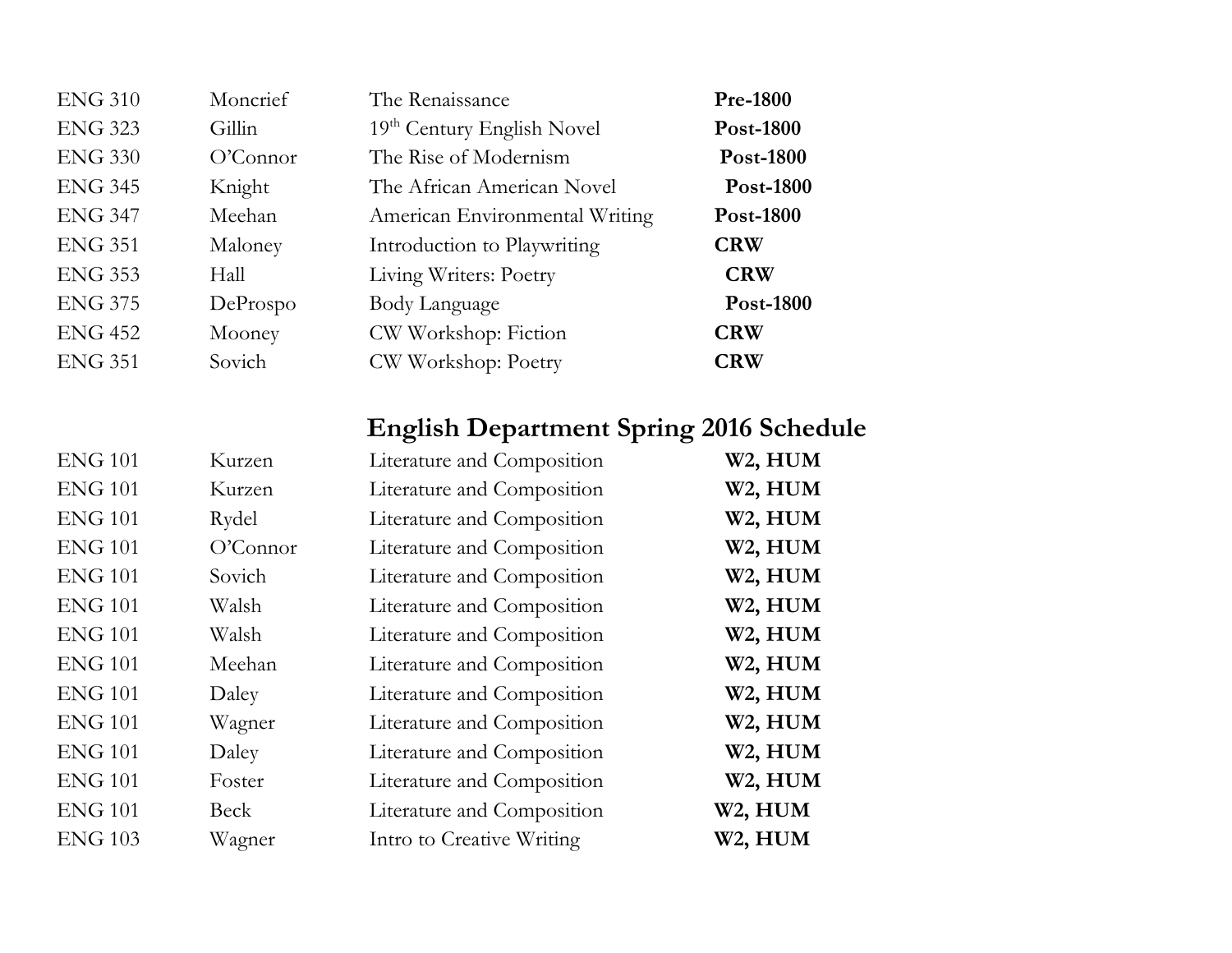| | | | |
|---|---|---|---|
| ENG 310 | Moncrief | The Renaissance | **Pre-1800** |
| ENG 323 | Gillin | 19th Century English Novel | **Post-1800** |
| ENG 330 | O'Connor | The Rise of Modernism | **Post-1800** |
| ENG 345 | Knight | The African American Novel | **Post-1800** |
| ENG 347 | Meehan | American Environmental Writing | **Post-1800** |
| ENG 351 | Maloney | Introduction to Playwriting | **CRW** |
| ENG 353 | Hall | Living Writers: Poetry | **CRW** |
| ENG 375 | DeProspo | Body Language | **Post-1800** |
| ENG 452 | Mooney | CW Workshop: Fiction | **CRW** |
| ENG 351 | Sovich | CW Workshop: Poetry | **CRW** |

## English Department Spring 2016 Schedule

| | | | |
|---|---|---|---|
| ENG 101 | Kurzen | Literature and Composition | **W2, HUM** |
| ENG 101 | Kurzen | Literature and Composition | **W2, HUM** |
| ENG 101 | Rydel | Literature and Composition | **W2, HUM** |
| ENG 101 | O'Connor | Literature and Composition | **W2, HUM** |
| ENG 101 | Sovich | Literature and Composition | **W2, HUM** |
| ENG 101 | Walsh | Literature and Composition | **W2, HUM** |
| ENG 101 | Walsh | Literature and Composition | **W2, HUM** |
| ENG 101 | Meehan | Literature and Composition | **W2, HUM** |
| ENG 101 | Daley | Literature and Composition | **W2, HUM** |
| ENG 101 | Wagner | Literature and Composition | **W2, HUM** |
| ENG 101 | Daley | Literature and Composition | **W2, HUM** |
| ENG 101 | Foster | Literature and Composition | **W2, HUM** |
| ENG 101 | Beck | Literature and Composition | **W2, HUM** |
| ENG 103 | Wagner | Intro to Creative Writing | **W2, HUM** |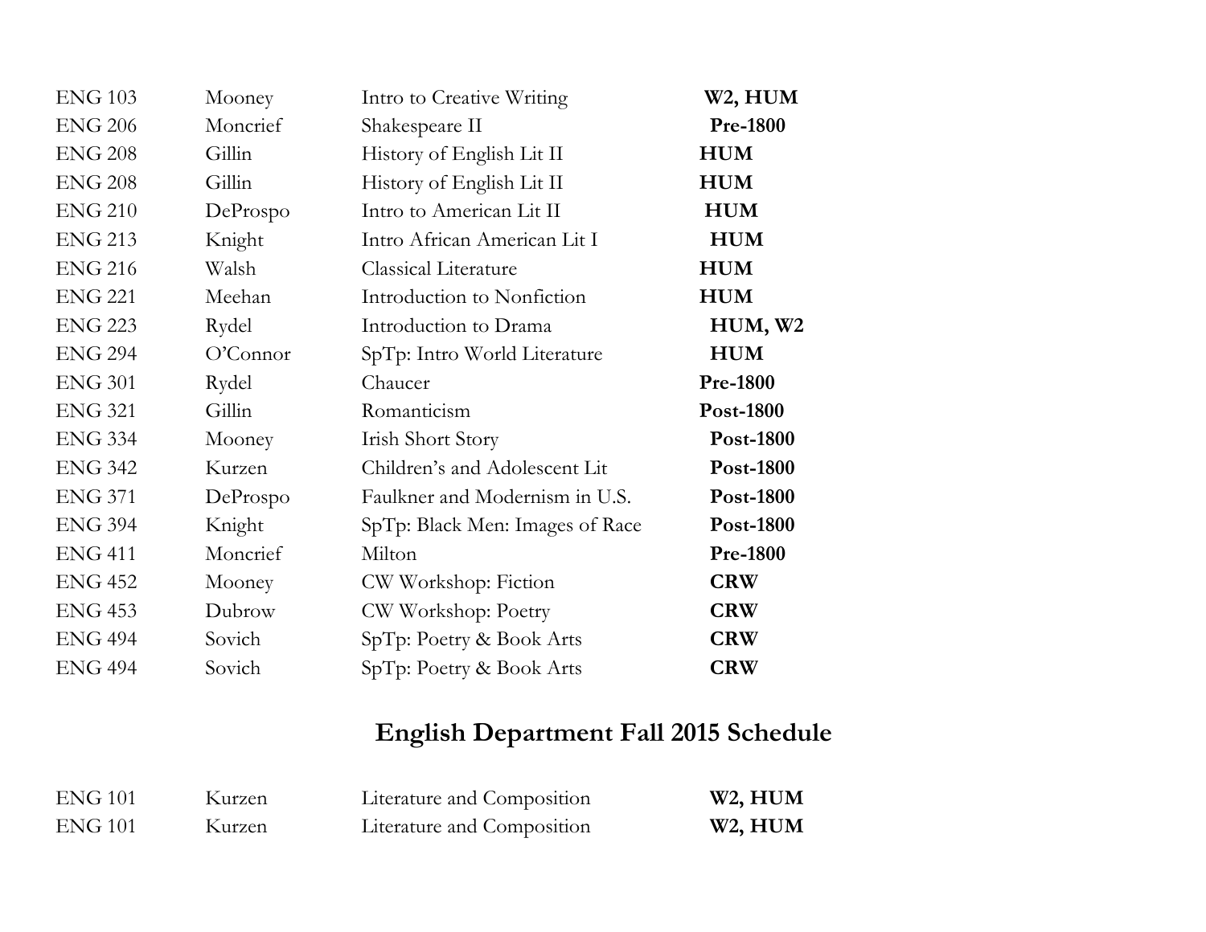| ENG 103 | Mooney | Intro to Creative Writing | **W2, HUM** |
|---|---|---|---|
| ENG 206 | Moncrief | Shakespeare II | **Pre-1800** |
| ENG 208 | Gillin | History of English Lit II | **HUM** |
| ENG 208 | Gillin | History of English Lit II | **HUM** |
| ENG 210 | DeProspo | Intro to American Lit II | **HUM** |
| ENG 213 | Knight | Intro African American Lit I | **HUM** |
| ENG 216 | Walsh | Classical Literature | **HUM** |
| ENG 221 | Meehan | Introduction to Nonfiction | **HUM** |
| ENG 223 | Rydel | Introduction to Drama | **HUM, W2** |
| ENG 294 | O'Connor | SpTp: Intro World Literature | **HUM** |
| ENG 301 | Rydel | Chaucer | **Pre-1800** |
| ENG 321 | Gillin | Romanticism | **Post-1800** |
| ENG 334 | Mooney | Irish Short Story | **Post-1800** |
| ENG 342 | Kurzen | Children's and Adolescent Lit | **Post-1800** |
| ENG 371 | DeProspo | Faulkner and Modernism in U.S. | **Post-1800** |
| ENG 394 | Knight | SpTp: Black Men: Images of Race | **Post-1800** |
| ENG 411 | Moncrief | Milton | **Pre-1800** |
| ENG 452 | Mooney | CW Workshop: Fiction | **CRW** |
| ENG 453 | Dubrow | CW Workshop: Poetry | **CRW** |
| ENG 494 | Sovich | SpTp: Poetry & Book Arts | **CRW** |
| ENG 494 | Sovich | SpTp: Poetry & Book Arts | **CRW** |

## English Department Fall 2015 Schedule

| ENG 101 | Kurzen | Literature and Composition | **W2, HUM** |
|---|---|---|---|
| ENG 101 | Kurzen | Literature and Composition | **W2, HUM** |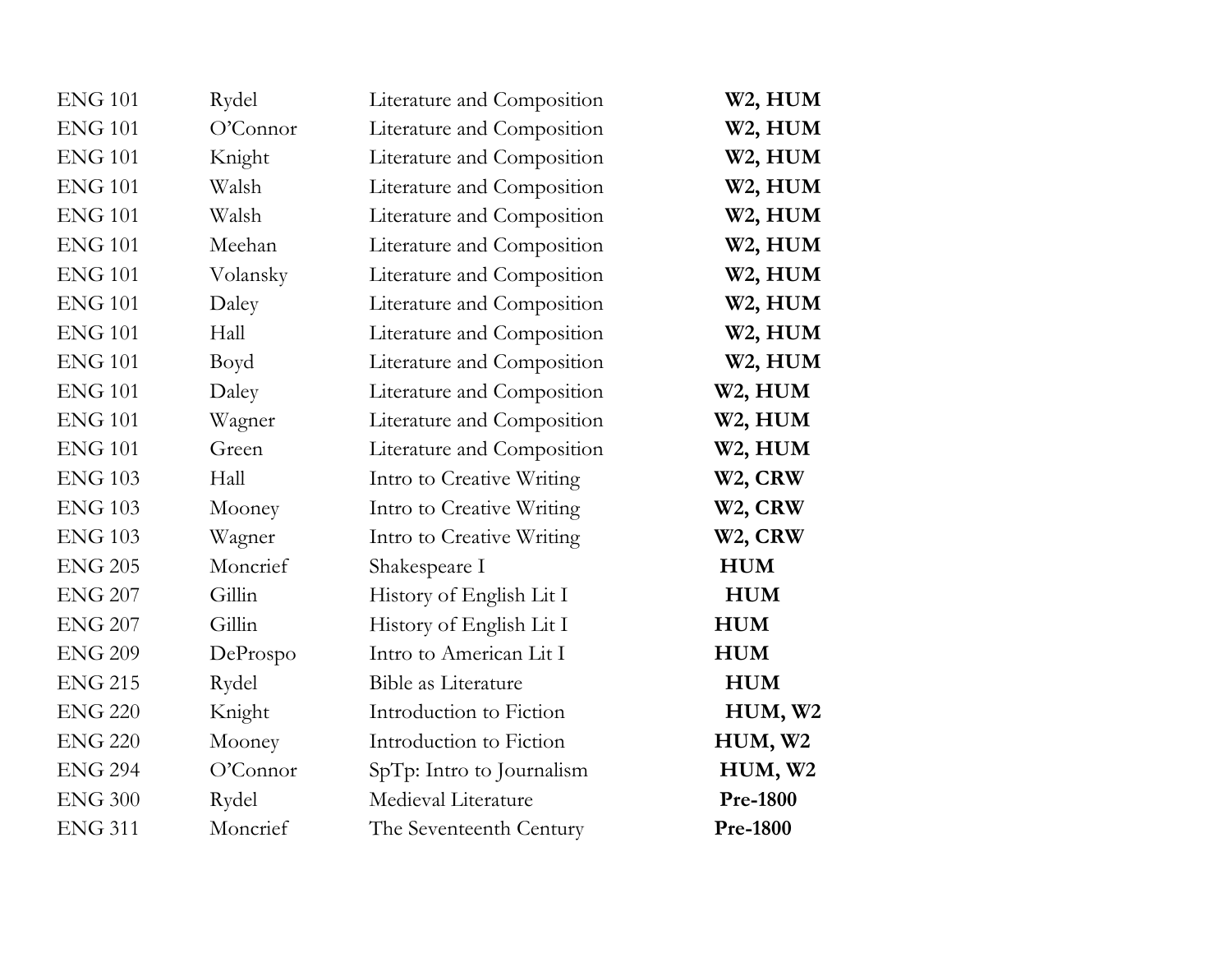| | | | |
|---|---|---|---|
| ENG 101 | Rydel | Literature and Composition | **W2, HUM** |
| ENG 101 | O'Connor | Literature and Composition | **W2, HUM** |
| ENG 101 | Knight | Literature and Composition | **W2, HUM** |
| ENG 101 | Walsh | Literature and Composition | **W2, HUM** |
| ENG 101 | Walsh | Literature and Composition | **W2, HUM** |
| ENG 101 | Meehan | Literature and Composition | **W2, HUM** |
| ENG 101 | Volansky | Literature and Composition | **W2, HUM** |
| ENG 101 | Daley | Literature and Composition | **W2, HUM** |
| ENG 101 | Hall | Literature and Composition | **W2, HUM** |
| ENG 101 | Boyd | Literature and Composition | **W2, HUM** |
| ENG 101 | Daley | Literature and Composition | **W2, HUM** |
| ENG 101 | Wagner | Literature and Composition | **W2, HUM** |
| ENG 101 | Green | Literature and Composition | **W2, HUM** |
| ENG 103 | Hall | Intro to Creative Writing | **W2, CRW** |
| ENG 103 | Mooney | Intro to Creative Writing | **W2, CRW** |
| ENG 103 | Wagner | Intro to Creative Writing | **W2, CRW** |
| ENG 205 | Moncrief | Shakespeare I | **HUM** |
| ENG 207 | Gillin | History of English Lit I | **HUM** |
| ENG 207 | Gillin | History of English Lit I | **HUM** |
| ENG 209 | DeProspo | Intro to American Lit I | **HUM** |
| ENG 215 | Rydel | Bible as Literature | **HUM** |
| ENG 220 | Knight | Introduction to Fiction | **HUM, W2** |
| ENG 220 | Mooney | Introduction to Fiction | **HUM, W2** |
| ENG 294 | O'Connor | SpTp: Intro to Journalism | **HUM, W2** |
| ENG 300 | Rydel | Medieval Literature | **Pre-1800** |
| ENG 311 | Moncrief | The Seventeenth Century | **Pre-1800** |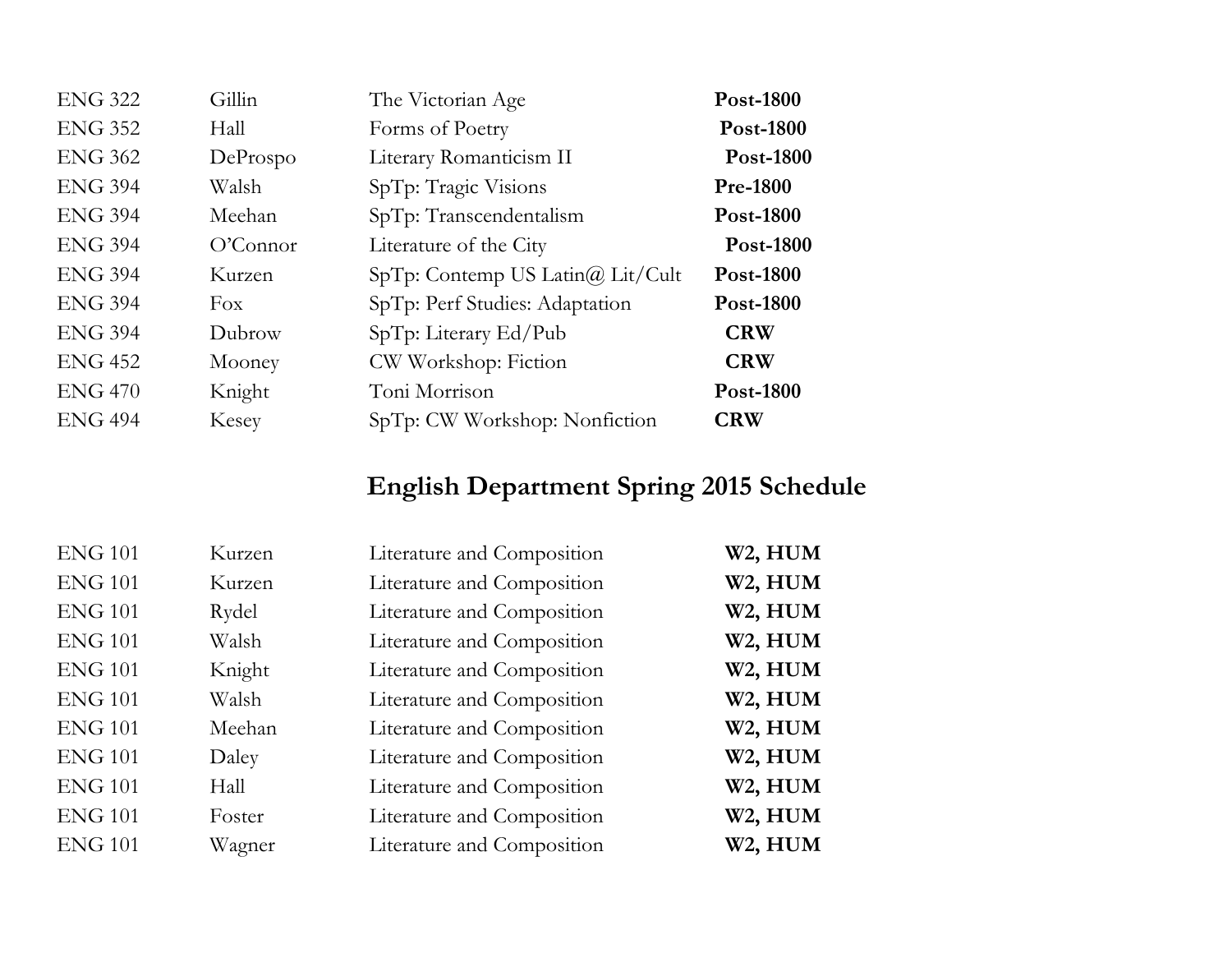| | | | |
|---|---|---|---|
| ENG 322 | Gillin | The Victorian Age | **Post-1800** |
| ENG 352 | Hall | Forms of Poetry | **Post-1800** |
| ENG 362 | DeProspo | Literary Romanticism II | **Post-1800** |
| ENG 394 | Walsh | SpTp: Tragic Visions | **Pre-1800** |
| ENG 394 | Meehan | SpTp: Transcendentalism | **Post-1800** |
| ENG 394 | O'Connor | Literature of the City | **Post-1800** |
| ENG 394 | Kurzen | SpTp: Contemp US Latin@ Lit/Cult | **Post-1800** |
| ENG 394 | Fox | SpTp: Perf Studies: Adaptation | **Post-1800** |
| ENG 394 | Dubrow | SpTp: Literary Ed/Pub | **CRW** |
| ENG 452 | Mooney | CW Workshop: Fiction | **CRW** |
| ENG 470 | Knight | Toni Morrison | **Post-1800** |
| ENG 494 | Kesey | SpTp: CW Workshop: Nonfiction | **CRW** |

## English Department Spring 2015 Schedule

| | | | |
|---|---|---|---|
| ENG 101 | Kurzen | Literature and Composition | **W2, HUM** |
| ENG 101 | Kurzen | Literature and Composition | **W2, HUM** |
| ENG 101 | Rydel | Literature and Composition | **W2, HUM** |
| ENG 101 | Walsh | Literature and Composition | **W2, HUM** |
| ENG 101 | Knight | Literature and Composition | **W2, HUM** |
| ENG 101 | Walsh | Literature and Composition | **W2, HUM** |
| ENG 101 | Meehan | Literature and Composition | **W2, HUM** |
| ENG 101 | Daley | Literature and Composition | **W2, HUM** |
| ENG 101 | Hall | Literature and Composition | **W2, HUM** |
| ENG 101 | Foster | Literature and Composition | **W2, HUM** |
| ENG 101 | Wagner | Literature and Composition | **W2, HUM** |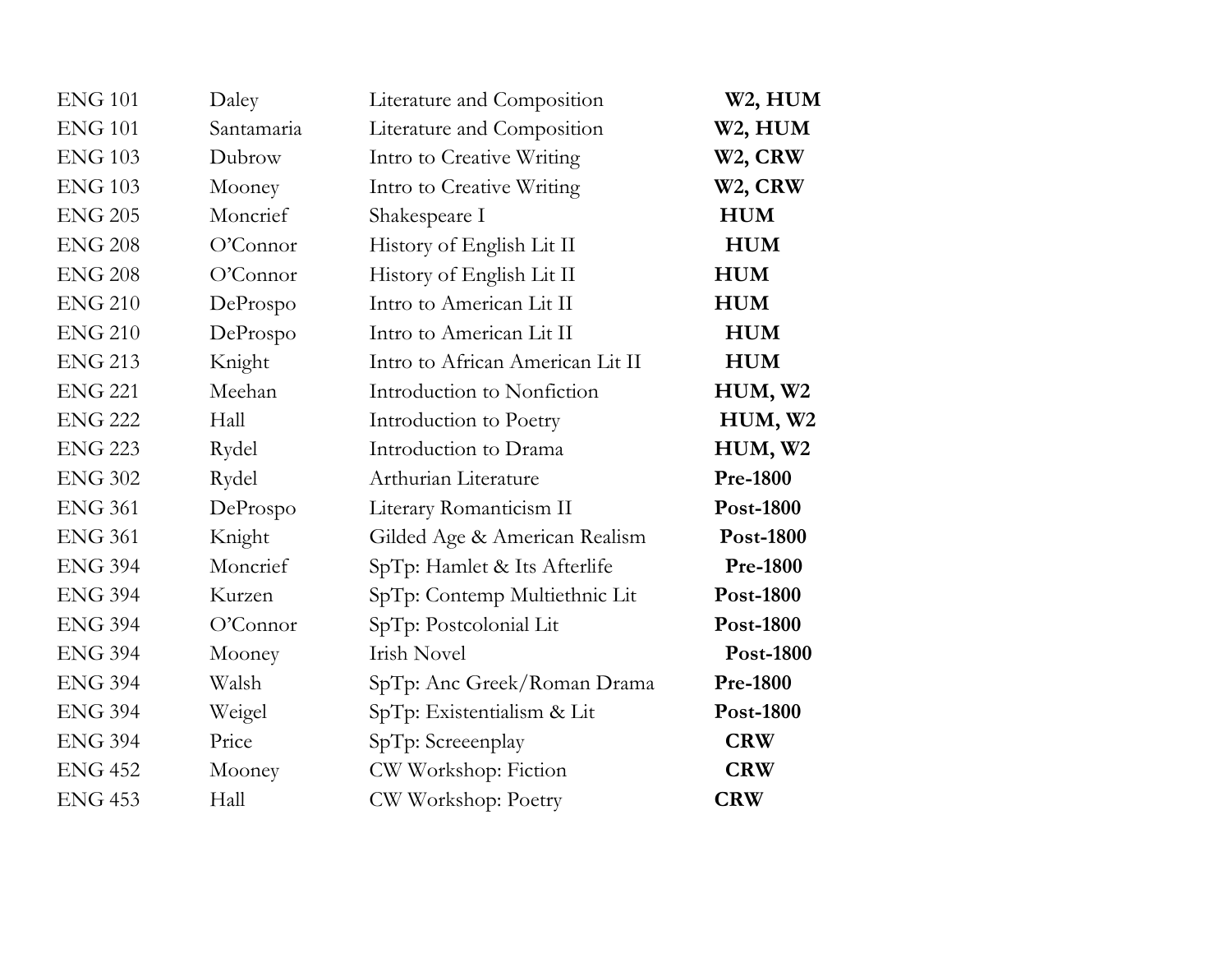| | | | |
|---|---|---|---|
| ENG 101 | Daley | Literature and Composition | **W2, HUM** |
| ENG 101 | Santamaria | Literature and Composition | **W2, HUM** |
| ENG 103 | Dubrow | Intro to Creative Writing | **W2, CRW** |
| ENG 103 | Mooney | Intro to Creative Writing | **W2, CRW** |
| ENG 205 | Moncrief | Shakespeare I | **HUM** |
| ENG 208 | O'Connor | History of English Lit II | **HUM** |
| ENG 208 | O'Connor | History of English Lit II | **HUM** |
| ENG 210 | DeProspo | Intro to American Lit II | **HUM** |
| ENG 210 | DeProspo | Intro to American Lit II | **HUM** |
| ENG 213 | Knight | Intro to African American Lit II | **HUM** |
| ENG 221 | Meehan | Introduction to Nonfiction | **HUM, W2** |
| ENG 222 | Hall | Introduction to Poetry | **HUM, W2** |
| ENG 223 | Rydel | Introduction to Drama | **HUM, W2** |
| ENG 302 | Rydel | Arthurian Literature | **Pre-1800** |
| ENG 361 | DeProspo | Literary Romanticism II | **Post-1800** |
| ENG 361 | Knight | Gilded Age & American Realism | **Post-1800** |
| ENG 394 | Moncrief | SpTp: Hamlet & Its Afterlife | **Pre-1800** |
| ENG 394 | Kurzen | SpTp: Contemp Multiethnic Lit | **Post-1800** |
| ENG 394 | O'Connor | SpTp: Postcolonial Lit | **Post-1800** |
| ENG 394 | Mooney | Irish Novel | **Post-1800** |
| ENG 394 | Walsh | SpTp: Anc Greek/Roman Drama | **Pre-1800** |
| ENG 394 | Weigel | SpTp: Existentialism & Lit | **Post-1800** |
| ENG 394 | Price | SpTp: Screeenplay | **CRW** |
| ENG 452 | Mooney | CW Workshop: Fiction | **CRW** |
| ENG 453 | Hall | CW Workshop: Poetry | **CRW** |